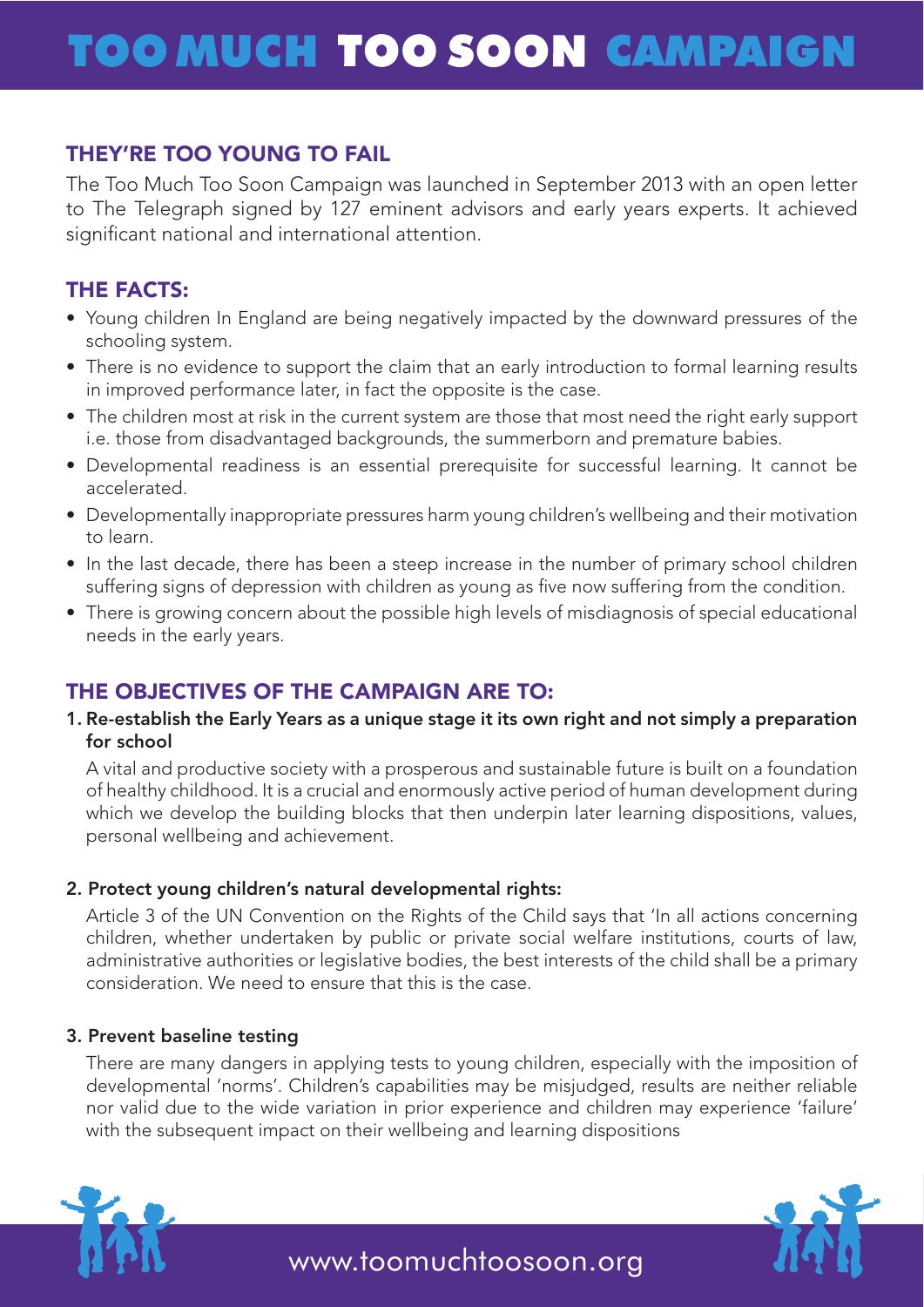# TOO MUCH TOO SOON CAMPAIGN

## THEY'RE TOO YOUNG TO FAIL

The Too Much Too Soon Campaign was launched in September 2013 with an open letter to The Telegraph signed by 127 eminent advisors and early years experts. It achieved significant national and international attention.

## THE FACTS:

- Young children In England are being negatively impacted by the downward pressures of the schooling system.
- There is no evidence to support the claim that an early introduction to formal learning results in improved performance later, in fact the opposite is the case.
- The children most at risk in the current system are those that most need the right early support i.e. those from disadvantaged backgrounds, the summerborn and premature babies.
- Developmental readiness is an essential prerequisite for successful learning. It cannot be accelerated.
- Developmentally inappropriate pressures harm young children's wellbeing and their motivation to learn.
- In the last decade, there has been a steep increase in the number of primary school children suffering signs of depression with children as young as five now suffering from the condition.
- There is growing concern about the possible high levels of misdiagnosis of special educational needs in the early years.

## THE OBJECTIVES OF THE CAMPAIGN ARE TO:

1. **Re-establish the Early Years as a unique stage it its own right and not simply a preparation for school**

   A vital and productive society with a prosperous and sustainable future is built on a foundation of healthy childhood. It is a crucial and enormously active period of human development during which we develop the building blocks that then underpin later learning dispositions, values, personal wellbeing and achievement.

2. **Protect young children's natural developmental rights:**

   Article 3 of the UN Convention on the Rights of the Child says that 'In all actions concerning children, whether undertaken by public or private social welfare institutions, courts of law, administrative authorities or legislative bodies, the best interests of the child shall be a primary consideration. We need to ensure that this is the case.

3. **Prevent baseline testing**

   There are many dangers in applying tests to young children, especially with the imposition of developmental 'norms'. Children's capabilities may be misjudged, results are neither reliable nor valid due to the wide variation in prior experience and children may experience 'failure' with the subsequent impact on their wellbeing and learning dispositions

www.toomuchtoosoon.org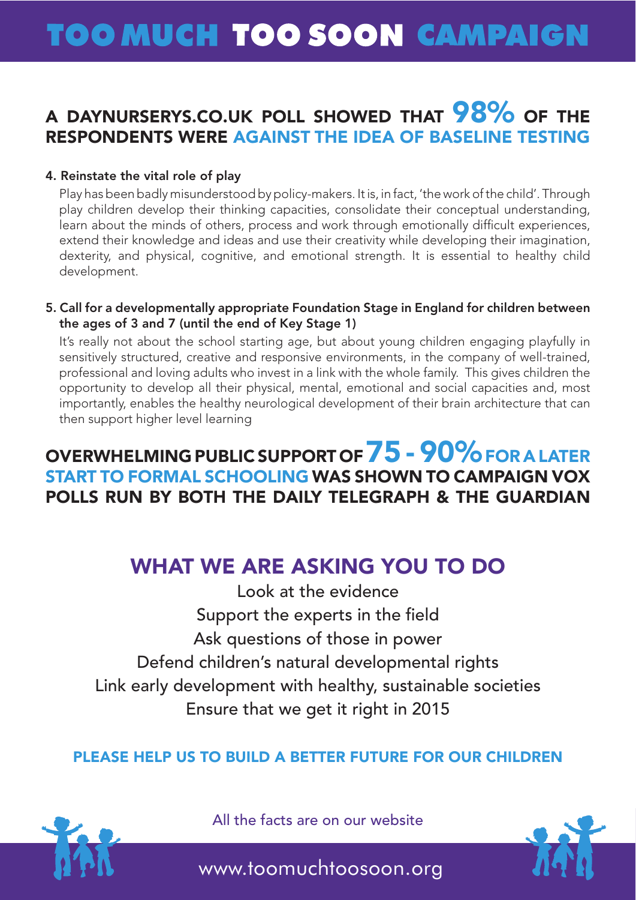# TOO MUCH TOO SOON CAMPAIGN

## A DAYNURSERYS.CO.UK POLL SHOWED THAT 98% OF THE RESPONDENTS WERE AGAINST THE IDEA OF BASELINE TESTING

**4. Reinstate the vital role of play**

Play has been badly misunderstood by policy-makers. It is, in fact, 'the work of the child'. Through play children develop their thinking capacities, consolidate their conceptual understanding, learn about the minds of others, process and work through emotionally difficult experiences, extend their knowledge and ideas and use their creativity while developing their imagination, dexterity, and physical, cognitive, and emotional strength. It is essential to healthy child development.

**5. Call for a developmentally appropriate Foundation Stage in England for children between the ages of 3 and 7 (until the end of Key Stage 1)**

It's really not about the school starting age, but about young children engaging playfully in sensitively structured, creative and responsive environments, in the company of well-trained, professional and loving adults who invest in a link with the whole family. This gives children the opportunity to develop all their physical, mental, emotional and social capacities and, most importantly, enables the healthy neurological development of their brain architecture that can then support higher level learning

## OVERWHELMING PUBLIC SUPPORT OF 75 - 90% FOR A LATER START TO FORMAL SCHOOLING WAS SHOWN TO CAMPAIGN VOX POLLS RUN BY BOTH THE DAILY TELEGRAPH & THE GUARDIAN

## WHAT WE ARE ASKING YOU TO DO

Look at the evidence

Support the experts in the field

Ask questions of those in power

Defend children's natural developmental rights

Link early development with healthy, sustainable societies

Ensure that we get it right in 2015

**PLEASE HELP US TO BUILD A BETTER FUTURE FOR OUR CHILDREN**

All the facts are on our website

www.toomuchtoosoon.org